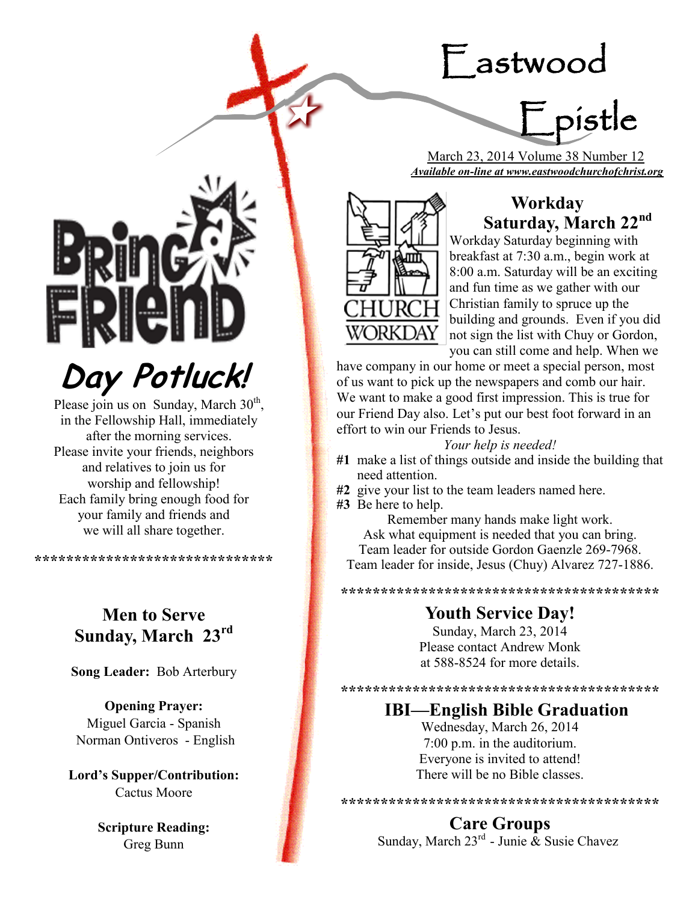# Eastwood Epistle

March 23, 2014 Volume 38 Number 12

***Available on-line at www.eastwoodchurchofchrist.org***

## Bring a Friend Day Potluck!

Please join us on Sunday, March 30th, in the Fellowship Hall, immediately after the morning services.
Please invite your friends, neighbors and relatives to join us for worship and fellowship!
Each family bring enough food for your family and friends and we will all share together.

******************************

## Men to Serve Sunday, March 23rd

**Song Leader:** Bob Arterbury

**Opening Prayer:**
Miguel Garcia - Spanish
Norman Ontiveros - English

**Lord's Supper/Contribution:**
Cactus Moore

**Scripture Reading:**
Greg Bunn

## Workday Saturday, March 22nd

CHURCH WORKDAY

Workday Saturday beginning with breakfast at 7:30 a.m., begin work at 8:00 a.m. Saturday will be an exciting and fun time as we gather with our Christian family to spruce up the building and grounds. Even if you did not sign the list with Chuy or Gordon, you can still come and help. When we have company in our home or meet a special person, most of us want to pick up the newspapers and comb our hair. We want to make a good first impression. This is true for our Friend Day also. Let's put our best foot forward in an effort to win our Friends to Jesus.

*Your help is needed!*

**#1** make a list of things outside and inside the building that need attention.
**#2** give your list to the team leaders named here.
**#3** Be here to help.

Remember many hands make light work.
Ask what equipment is needed that you can bring.
Team leader for outside Gordon Gaenzle 269-7968.
Team leader for inside, Jesus (Chuy) Alvarez 727-1886.

****************************************

## Youth Service Day!

Sunday, March 23, 2014
Please contact Andrew Monk at 588-8524 for more details.

****************************************

## IBI—English Bible Graduation

Wednesday, March 26, 2014
7:00 p.m. in the auditorium.
Everyone is invited to attend!
There will be no Bible classes.

****************************************

## Care Groups

Sunday, March 23rd - Junie & Susie Chavez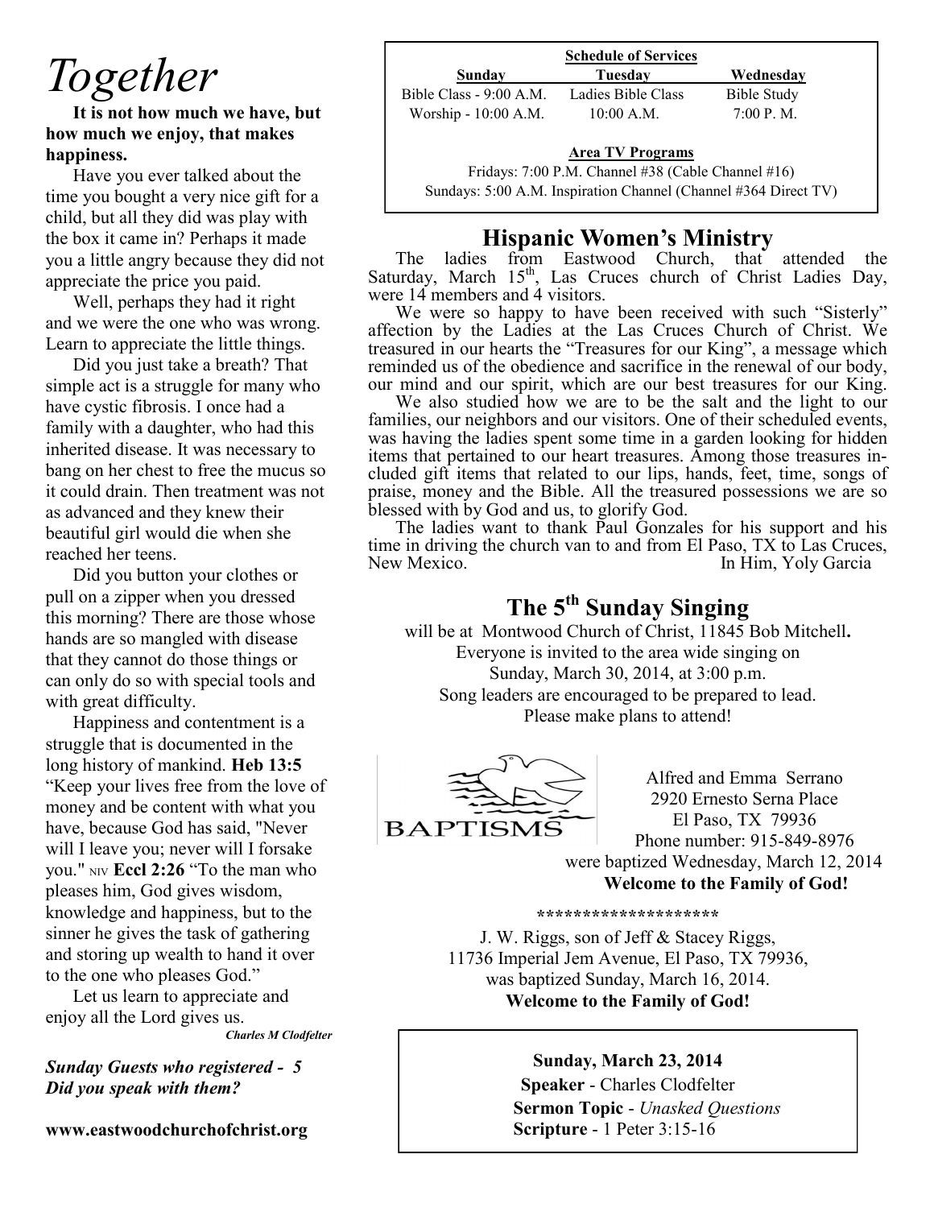# *Together*

**It is not how much we have, but how much we enjoy, that makes happiness.**

Have you ever talked about the time you bought a very nice gift for a child, but all they did was play with the box it came in? Perhaps it made you a little angry because they did not appreciate the price you paid.

Well, perhaps they had it right and we were the one who was wrong. Learn to appreciate the little things.

Did you just take a breath? That simple act is a struggle for many who have cystic fibrosis. I once had a family with a daughter, who had this inherited disease. It was necessary to bang on her chest to free the mucus so it could drain. Then treatment was not as advanced and they knew their beautiful girl would die when she reached her teens.

Did you button your clothes or pull on a zipper when you dressed this morning? There are those whose hands are so mangled with disease that they cannot do those things or can only do so with special tools and with great difficulty.

Happiness and contentment is a struggle that is documented in the long history of mankind. **Heb 13:5** "Keep your lives free from the love of money and be content with what you have, because God has said, "Never will I leave you; never will I forsake you." NIV **Eccl 2:26** "To the man who pleases him, God gives wisdom, knowledge and happiness, but to the sinner he gives the task of gathering and storing up wealth to hand it over to the one who pleases God."

Let us learn to appreciate and enjoy all the Lord gives us.

***Charles M Clodfelter***

***Sunday Guests who registered - 5***
***Did you speak with them?***

**www.eastwoodchurchofchrist.org**

---

**Schedule of Services**

| Sunday | Tuesday | Wednesday |
|---|---|---|
| Bible Class - 9:00 A.M. | Ladies Bible Class | Bible Study |
| Worship - 10:00 A.M. | 10:00 A.M. | 7:00 P. M. |

**Area TV Programs**

Fridays: 7:00 P.M. Channel #38 (Cable Channel #16)
Sundays: 5:00 A.M. Inspiration Channel (Channel #364 Direct TV)

## Hispanic Women's Ministry

The ladies from Eastwood Church, that attended the Saturday, March 15th, Las Cruces church of Christ Ladies Day, were 14 members and 4 visitors.

We were so happy to have been received with such "Sisterly" affection by the Ladies at the Las Cruces Church of Christ. We treasured in our hearts the "Treasures for our King", a message which reminded us of the obedience and sacrifice in the renewal of our body, our mind and our spirit, which are our best treasures for our King.

We also studied how we are to be the salt and the light to our families, our neighbors and our visitors. One of their scheduled events, was having the ladies spent some time in a garden looking for hidden items that pertained to our heart treasures. Among those treasures included gift items that related to our lips, hands, feet, time, songs of praise, money and the Bible. All the treasured possessions we are so blessed with by God and us, to glorify God.

The ladies want to thank Paul Gonzales for his support and his time in driving the church van to and from El Paso, TX to Las Cruces, New Mexico.

In Him, Yoly Garcia

## The 5th Sunday Singing

will be at Montwood Church of Christ, 11845 Bob Mitchell**.**
Everyone is invited to the area wide singing on
Sunday, March 30, 2014, at 3:00 p.m.
Song leaders are encouraged to be prepared to lead.
Please make plans to attend!

BAPTISMS

Alfred and Emma Serrano
2920 Ernesto Serna Place
El Paso, TX 79936
Phone number: 915-849-8976
were baptized Wednesday, March 12, 2014
**Welcome to the Family of God!**

********************

J. W. Riggs, son of Jeff & Stacey Riggs,
11736 Imperial Jem Avenue, El Paso, TX 79936,
was baptized Sunday, March 16, 2014.
**Welcome to the Family of God!**

---

**Sunday, March 23, 2014**
**Speaker** - Charles Clodfelter
**Sermon Topic** - *Unasked Questions*
**Scripture** - 1 Peter 3:15-16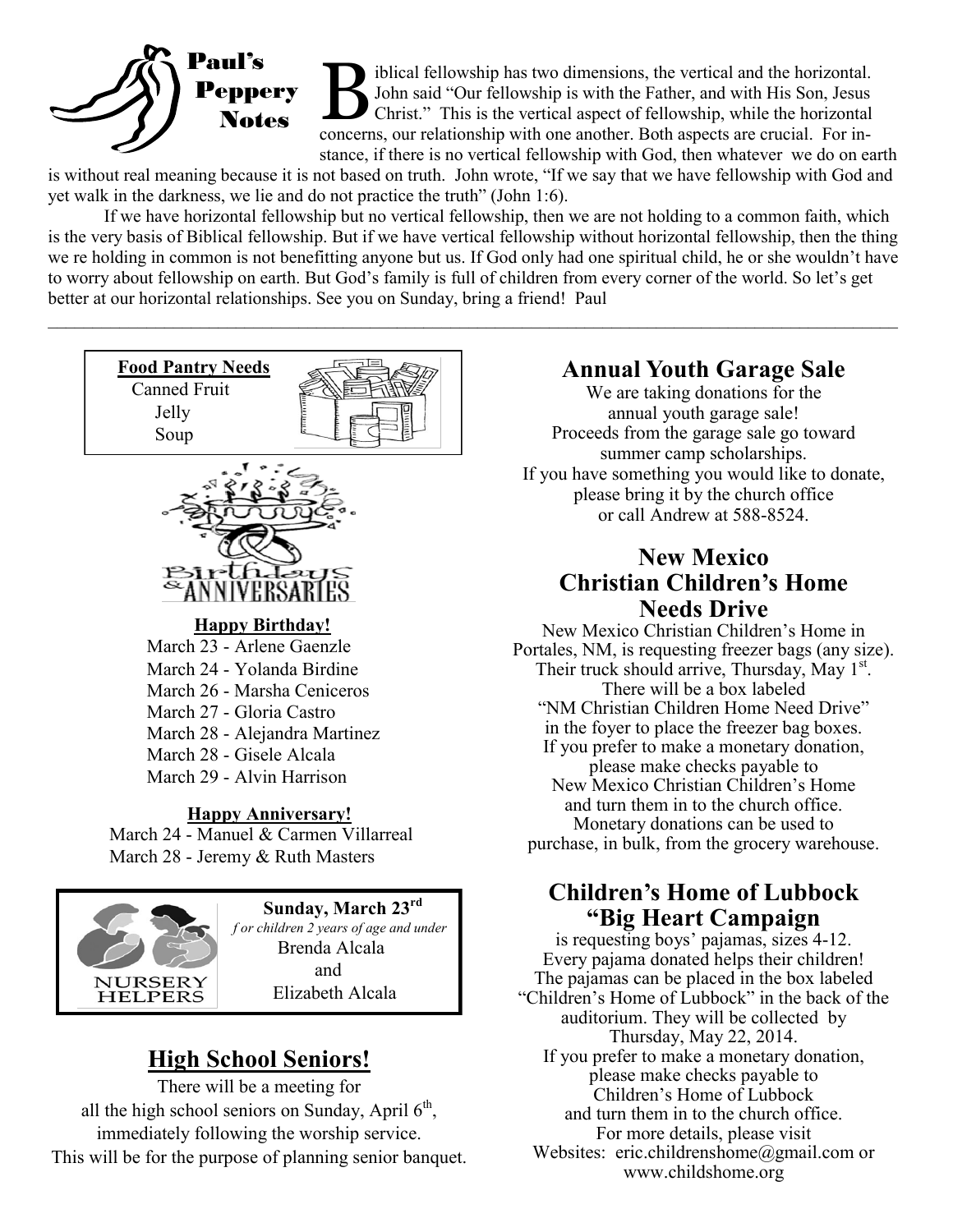## Paul's Peppery Notes

Biblical fellowship has two dimensions, the vertical and the horizontal. John said "Our fellowship is with the Father, and with His Son, Jesus Christ." This is the vertical aspect of fellowship, while the horizontal concerns, our relationship with one another. Both aspects are crucial. For instance, if there is no vertical fellowship with God, then whatever we do on earth is without real meaning because it is not based on truth. John wrote, "If we say that we have fellowship with God and yet walk in the darkness, we lie and do not practice the truth" (John 1:6).

If we have horizontal fellowship but no vertical fellowship, then we are not holding to a common faith, which is the very basis of Biblical fellowship. But if we have vertical fellowship without horizontal fellowship, then the thing we re holding in common is not benefitting anyone but us. If God only had one spiritual child, he or she wouldn't have to worry about fellowship on earth. But God's family is full of children from every corner of the world. So let's get better at our horizontal relationships. See you on Sunday, bring a friend! Paul

---

**Food Pantry Needs**

Canned Fruit
Jelly
Soup

## Birthdays & Anniversaries

**Happy Birthday!**

March 23 - Arlene Gaenzle
March 24 - Yolanda Birdine
March 26 - Marsha Ceniceros
March 27 - Gloria Castro
March 28 - Alejandra Martinez
March 28 - Gisele Alcala
March 29 - Alvin Harrison

**Happy Anniversary!**

March 24 - Manuel & Carmen Villarreal
March 28 - Jeremy & Ruth Masters

**Nursery Helpers**

**Sunday, March 23rd**
*for children 2 years of age and under*
Brenda Alcala
and
Elizabeth Alcala

## High School Seniors!

There will be a meeting for all the high school seniors on Sunday, April 6th, immediately following the worship service. This will be for the purpose of planning senior banquet.

## Annual Youth Garage Sale

We are taking donations for the annual youth garage sale! Proceeds from the garage sale go toward summer camp scholarships. If you have something you would like to donate, please bring it by the church office or call Andrew at 588-8524.

## New Mexico Christian Children's Home Needs Drive

New Mexico Christian Children's Home in Portales, NM, is requesting freezer bags (any size). Their truck should arrive, Thursday, May 1st. There will be a box labeled "NM Christian Children Home Need Drive" in the foyer to place the freezer bag boxes. If you prefer to make a monetary donation, please make checks payable to New Mexico Christian Children's Home and turn them in to the church office. Monetary donations can be used to purchase, in bulk, from the grocery warehouse.

## Children's Home of Lubbock "Big Heart Campaign

is requesting boys' pajamas, sizes 4-12. Every pajama donated helps their children! The pajamas can be placed in the box labeled "Children's Home of Lubbock" in the back of the auditorium. They will be collected by Thursday, May 22, 2014. If you prefer to make a monetary donation, please make checks payable to Children's Home of Lubbock and turn them in to the church office. For more details, please visit Websites: eric.childrenshome@gmail.com or www.childshome.org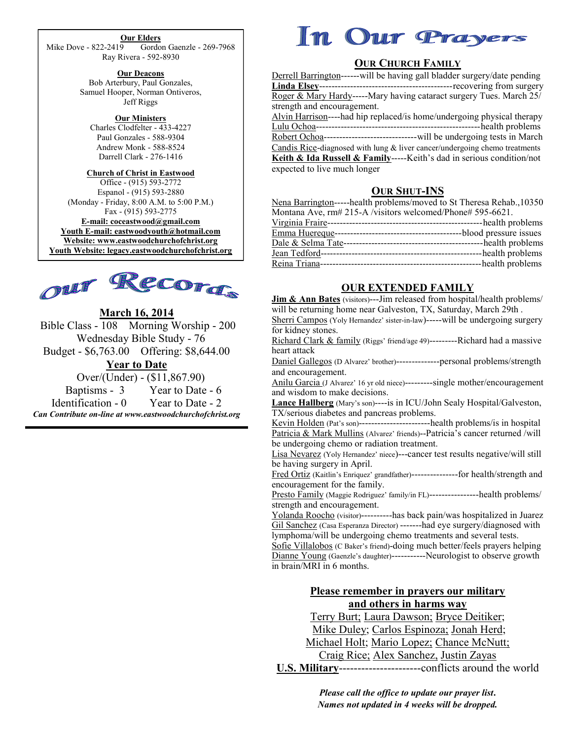**Our Elders**

Mike Dove - 822-2419 Gordon Gaenzle - 269-7968
Ray Rivera - 592-8930

**Our Deacons**

Bob Arterbury, Paul Gonzales,
Samuel Hooper, Norman Ontiveros,
Jeff Riggs

**Our Ministers**

Charles Clodfelter - 433-4227
Paul Gonzales - 588-9304
Andrew Monk - 588-8524
Darrell Clark - 276-1416

**Church of Christ in Eastwood**

Office - (915) 593-2772
Espanol - (915) 593-2880
(Monday - Friday, 8:00 A.M. to 5:00 P.M.)
Fax - (915) 593-2775
**E-mail: coceastwood@gmail.com**
**Youth E-mail: eastwoodyouth@hotmail.com**
**Website: www.eastwoodchurchofchrist.org**
**Youth Website: legacy.eastwoodchurchofchrist.org**

# Our Records

**March 16, 2014**

Bible Class - 108 Morning Worship - 200
Wednesday Bible Study - 76
Budget - $6,763.00 Offering: $8,644.00

**Year to Date**

Over/(Under) - ($11,867.90)
Baptisms - 3 Year to Date - 6
Identification - 0 Year to Date - 2

***Can Contribute on-line at www.eastwoodchurchofchrist.org***

# In Our Prayers

## Our Church Family

Derrell Barrington------will be having gall bladder surgery/date pending
**Linda Elsey**-------------------------------------------recovering from surgery
Roger & Mary Hardy-----Mary having cataract surgery Tues. March 25/ strength and encouragement.
Alvin Harrison----had hip replaced/is home/undergoing physical therapy
Lulu Ochoa----------------------------------------------health problems
Robert Ochoa------------------------------will be undergoing tests in March
Candis Rice-diagnosed with lung & liver cancer/undergoing chemo treatments
**Keith & Ida Russell & Family**-----Keith's dad in serious condition/not expected to live much longer

## Our Shut-Ins

Nena Barrington-----health problems/moved to St Theresa Rehab.,10350 Montana Ave, rm# 215-A /visitors welcomed/Phone# 595-6621.
Virginia Fraire------------------------------------------------health problems
Emma Huereque-----------------------------------------blood pressure issues
Dale & Selma Tate--------------------------------------------health problems
Jean Tedford----------------------------------------------------health problems
Reina Triana----------------------------------------------------health problems

## Our Extended Family

**Jim & Ann Bates** (visitors)---Jim released from hospital/health problems/ will be returning home near Galveston, TX, Saturday, March 29th .
Sherri Campos (Yoly Hernandez' sister-in-law)-----will be undergoing surgery for kidney stones.
Richard Clark & family (Riggs' friend/age 49)---------Richard had a massive heart attack
Daniel Gallegos (D Alvarez' brother)--------------personal problems/strength and encouragement.
Anilu Garcia (J Alvarez' 16 yr old niece)---------single mother/encouragement and wisdom to make decisions.
**Lance Hallberg** (Mary's son)----is in ICU/John Sealy Hospital/Galveston, TX/serious diabetes and pancreas problems.
Kevin Holden (Pat's son)----------------------health problems/is in hospital
Patricia & Mark Mullins (Alvarez' friends)--Patricia's cancer returned /will be undergoing chemo or radiation treatment.
Lisa Nevarez (Yoly Hernandez' niece)---cancer test results negative/will still be having surgery in April.
Fred Ortiz (Kaitlin's Enriquez' grandfather)---------------for health/strength and encouragement for the family.
Presto Family (Maggie Rodriguez' family/in FL)----------------health problems/ strength and encouragement.
Yolanda Roocho (visitor)----------has back pain/was hospitalized in Juarez
Gil Sanchez (Casa Esperanza Director) -------had eye surgery/diagnosed with lymphoma/will be undergoing chemo treatments and several tests.
Sofie Villalobos (C Baker's friend)-doing much better/feels prayers helping
Dianne Young (Gaenzle's daughter)-----------Neurologist to observe growth in brain/MRI in 6 months.

**Please remember in prayers our military and others in harms way**

Terry Burt; Laura Dawson; Bryce Deitiker; Mike Duley; Carlos Espinoza; Jonah Herd; Michael Holt; Mario Lopez; Chance McNutt; Craig Rice; Alex Sanchez, Justin Zayas
**U.S. Military**----------------------conflicts around the world

***Please call the office to update our prayer list. Names not updated in 4 weeks will be dropped.***